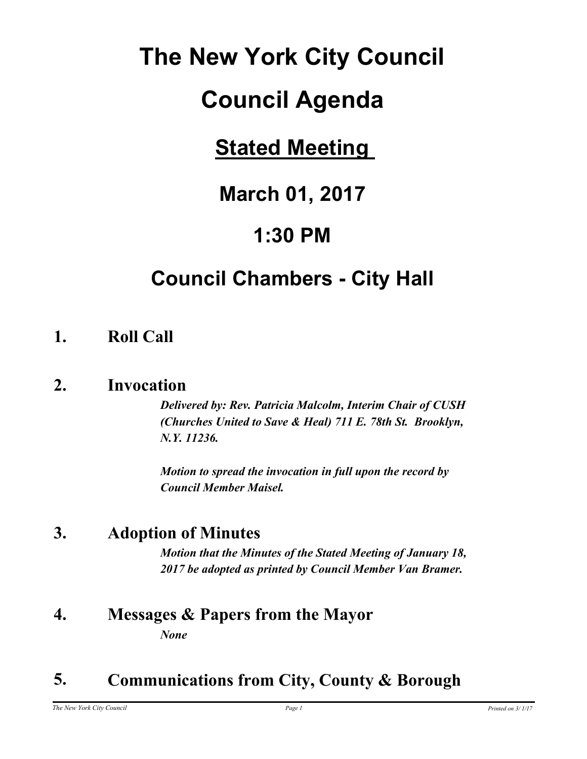# The New York City Council

# Council Agenda

## Stated Meeting

## March 01, 2017

## 1:30 PM

## Council Chambers - City Hall

### 1. Roll Call

### 2. Invocation

***Delivered by: Rev. Patricia Malcolm, Interim Chair of CUSH (Churches United to Save & Heal) 711 E. 78th St. Brooklyn, N.Y. 11236.***

***Motion to spread the invocation in full upon the record by Council Member Maisel.***

### 3. Adoption of Minutes

***Motion that the Minutes of the Stated Meeting of January 18, 2017 be adopted as printed by Council Member Van Bramer.***

### 4. Messages & Papers from the Mayor

***None***

### 5. Communications from City, County & Borough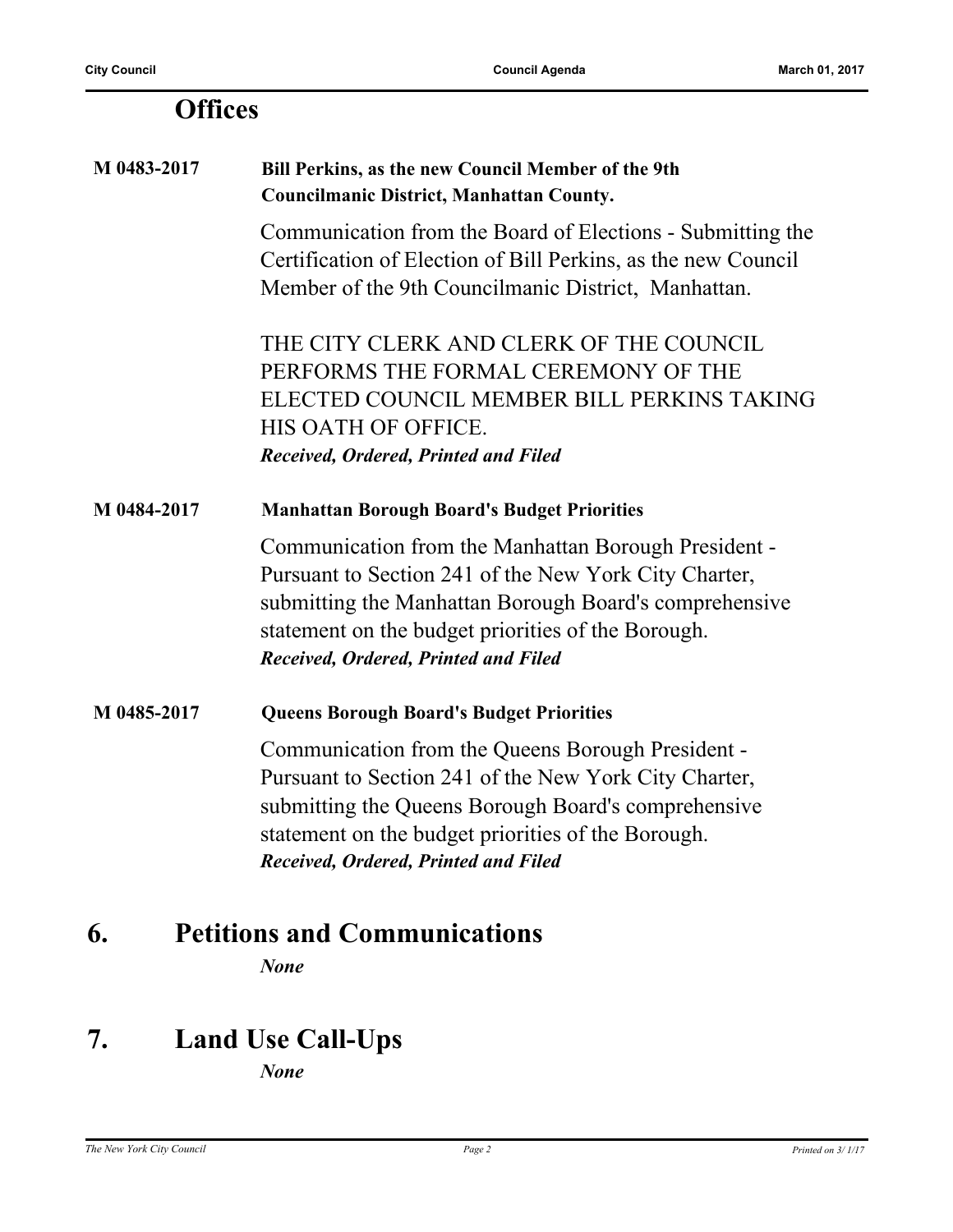## Offices

**M 0483-2017** **Bill Perkins, as the new Council Member of the 9th Councilmanic District, Manhattan County.**

Communication from the Board of Elections - Submitting the Certification of Election of Bill Perkins, as the new Council Member of the 9th Councilmanic District, Manhattan.

THE CITY CLERK AND CLERK OF THE COUNCIL PERFORMS THE FORMAL CEREMONY OF THE ELECTED COUNCIL MEMBER BILL PERKINS TAKING HIS OATH OF OFFICE.

***Received, Ordered, Printed and Filed***

**M 0484-2017** **Manhattan Borough Board's Budget Priorities**

Communication from the Manhattan Borough President - Pursuant to Section 241 of the New York City Charter, submitting the Manhattan Borough Board's comprehensive statement on the budget priorities of the Borough.

***Received, Ordered, Printed and Filed***

**M 0485-2017** **Queens Borough Board's Budget Priorities**

Communication from the Queens Borough President - Pursuant to Section 241 of the New York City Charter, submitting the Queens Borough Board's comprehensive statement on the budget priorities of the Borough.

***Received, Ordered, Printed and Filed***

# 6. Petitions and Communications

***None***

# 7. Land Use Call-Ups

***None***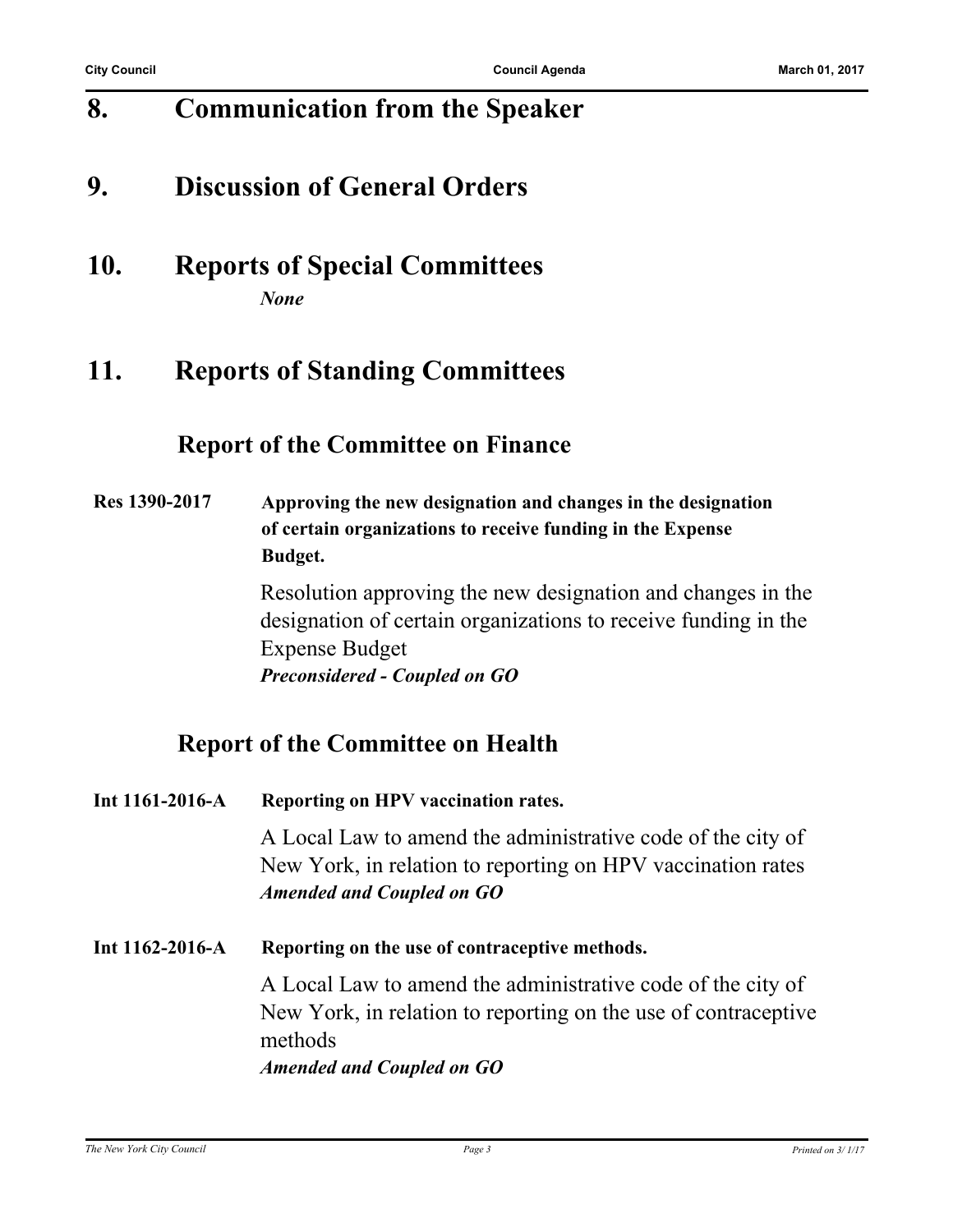## 8. Communication from the Speaker

## 9. Discussion of General Orders

## 10. Reports of Special Committees

*None*

## 11. Reports of Standing Committees

### Report of the Committee on Finance

**Res 1390-2017** **Approving the new designation and changes in the designation of certain organizations to receive funding in the Expense Budget.**

Resolution approving the new designation and changes in the designation of certain organizations to receive funding in the Expense Budget

***Preconsidered - Coupled on GO***

### Report of the Committee on Health

**Int 1161-2016-A** **Reporting on HPV vaccination rates.**

A Local Law to amend the administrative code of the city of New York, in relation to reporting on HPV vaccination rates

***Amended and Coupled on GO***

**Int 1162-2016-A** **Reporting on the use of contraceptive methods.**

A Local Law to amend the administrative code of the city of New York, in relation to reporting on the use of contraceptive methods

***Amended and Coupled on GO***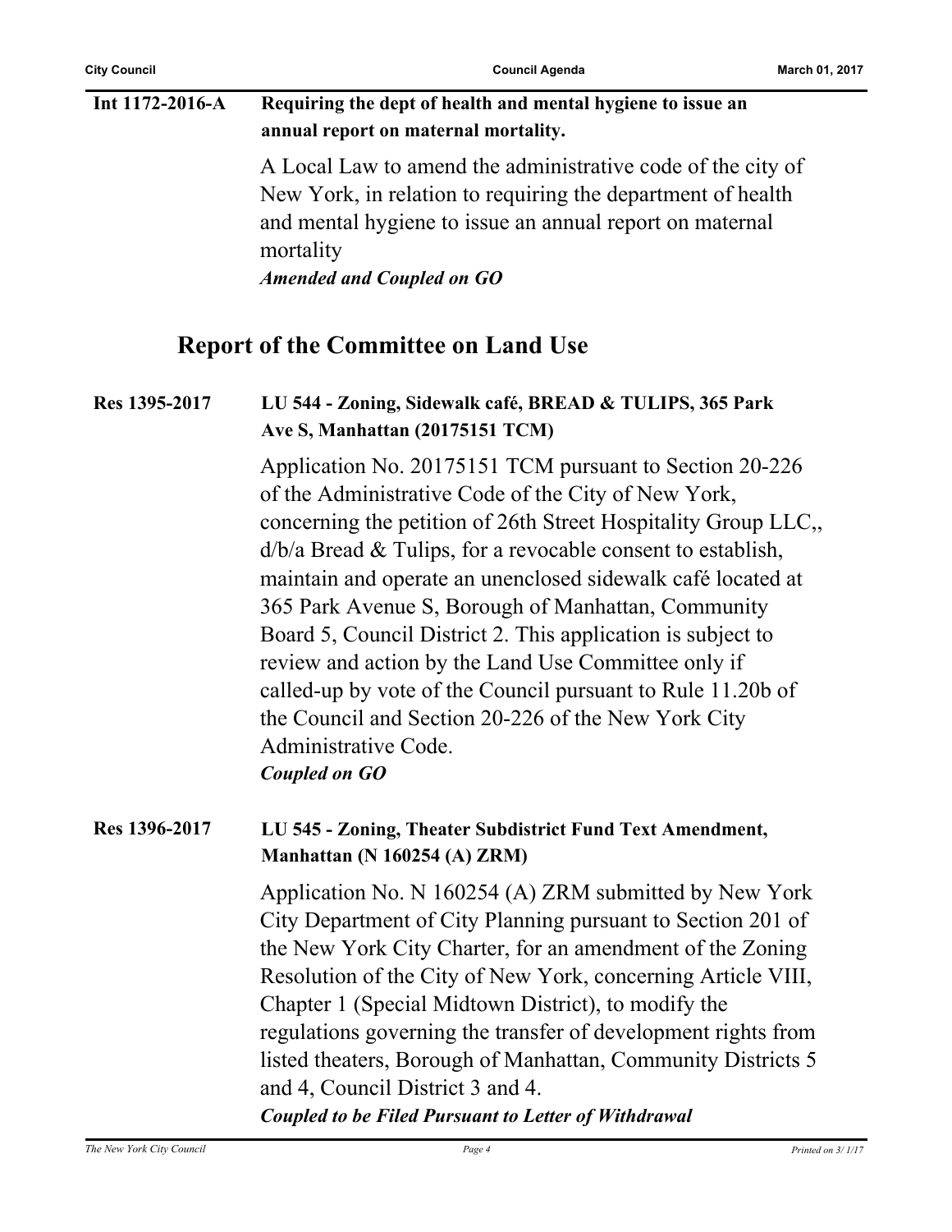**Int 1172-2016-A** **Requiring the dept of health and mental hygiene to issue an annual report on maternal mortality.**

A Local Law to amend the administrative code of the city of New York, in relation to requiring the department of health and mental hygiene to issue an annual report on maternal mortality

***Amended and Coupled on GO***

## Report of the Committee on Land Use

**Res 1395-2017** **LU 544 - Zoning, Sidewalk café, BREAD & TULIPS, 365 Park Ave S, Manhattan (20175151 TCM)**

Application No. 20175151 TCM pursuant to Section 20-226 of the Administrative Code of the City of New York, concerning the petition of 26th Street Hospitality Group LLC,, d/b/a Bread & Tulips, for a revocable consent to establish, maintain and operate an unenclosed sidewalk café located at 365 Park Avenue S, Borough of Manhattan, Community Board 5, Council District 2. This application is subject to review and action by the Land Use Committee only if called-up by vote of the Council pursuant to Rule 11.20b of the Council and Section 20-226 of the New York City Administrative Code.

***Coupled on GO***

**Res 1396-2017** **LU 545 - Zoning, Theater Subdistrict Fund Text Amendment, Manhattan (N 160254 (A) ZRM)**

Application No. N 160254 (A) ZRM submitted by New York City Department of City Planning pursuant to Section 201 of the New York City Charter, for an amendment of the Zoning Resolution of the City of New York, concerning Article VIII, Chapter 1 (Special Midtown District), to modify the regulations governing the transfer of development rights from listed theaters, Borough of Manhattan, Community Districts 5 and 4, Council District 3 and 4.

***Coupled to be Filed Pursuant to Letter of Withdrawal***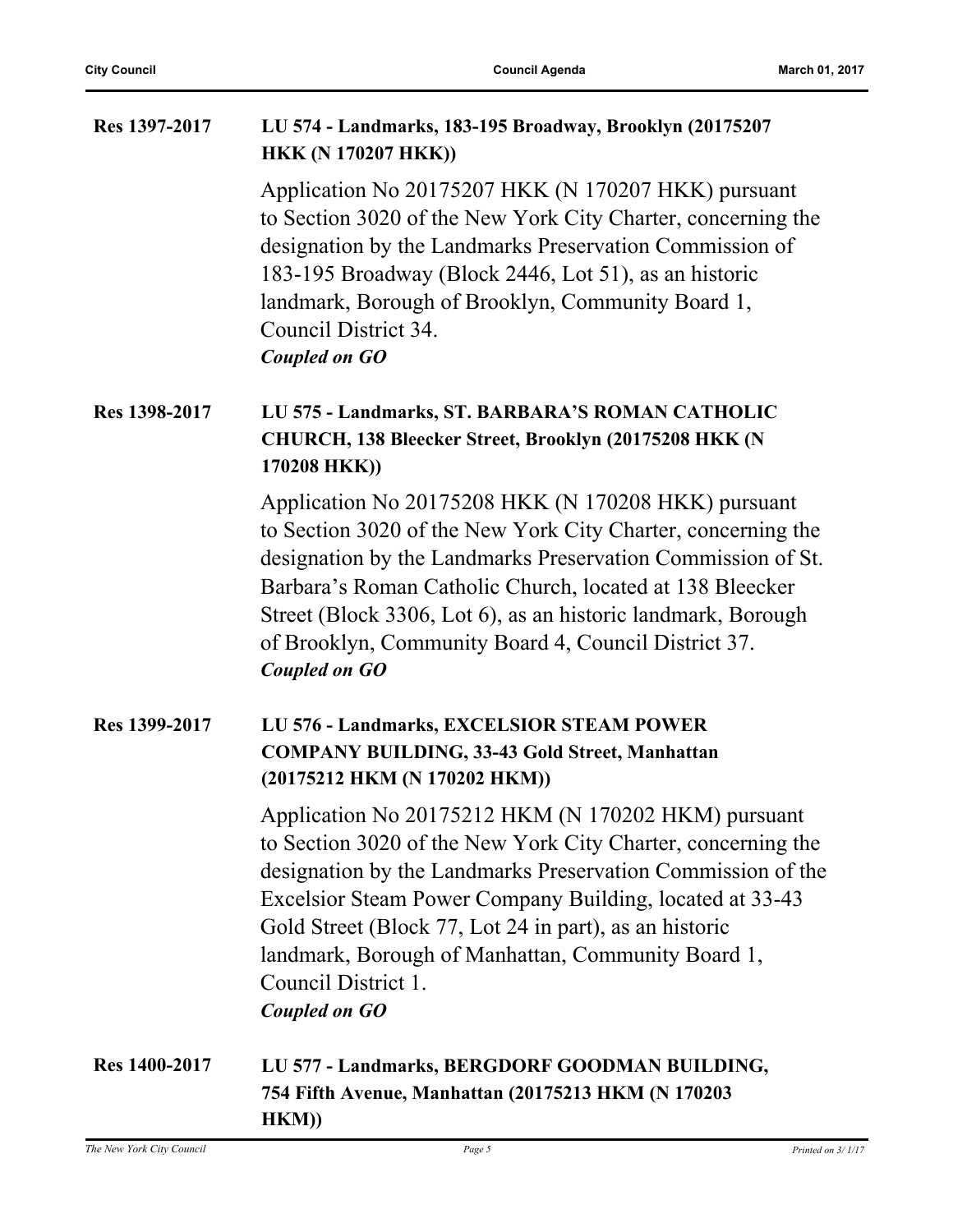**Res 1397-2017** **LU 574 - Landmarks, 183-195 Broadway, Brooklyn (20175207 HKK (N 170207 HKK))**

Application No 20175207 HKK (N 170207 HKK) pursuant to Section 3020 of the New York City Charter, concerning the designation by the Landmarks Preservation Commission of 183-195 Broadway (Block 2446, Lot 51), as an historic landmark, Borough of Brooklyn, Community Board 1, Council District 34.
***Coupled on GO***

**Res 1398-2017** **LU 575 - Landmarks, ST. BARBARA'S ROMAN CATHOLIC CHURCH, 138 Bleecker Street, Brooklyn (20175208 HKK (N 170208 HKK))**

Application No 20175208 HKK (N 170208 HKK) pursuant to Section 3020 of the New York City Charter, concerning the designation by the Landmarks Preservation Commission of St. Barbara's Roman Catholic Church, located at 138 Bleecker Street (Block 3306, Lot 6), as an historic landmark, Borough of Brooklyn, Community Board 4, Council District 37.
***Coupled on GO***

**Res 1399-2017** **LU 576 - Landmarks, EXCELSIOR STEAM POWER COMPANY BUILDING, 33-43 Gold Street, Manhattan (20175212 HKM (N 170202 HKM))**

Application No 20175212 HKM (N 170202 HKM) pursuant to Section 3020 of the New York City Charter, concerning the designation by the Landmarks Preservation Commission of the Excelsior Steam Power Company Building, located at 33-43 Gold Street (Block 77, Lot 24 in part), as an historic landmark, Borough of Manhattan, Community Board 1, Council District 1.
***Coupled on GO***

**Res 1400-2017** **LU 577 - Landmarks, BERGDORF GOODMAN BUILDING, 754 Fifth Avenue, Manhattan (20175213 HKM (N 170203 HKM))**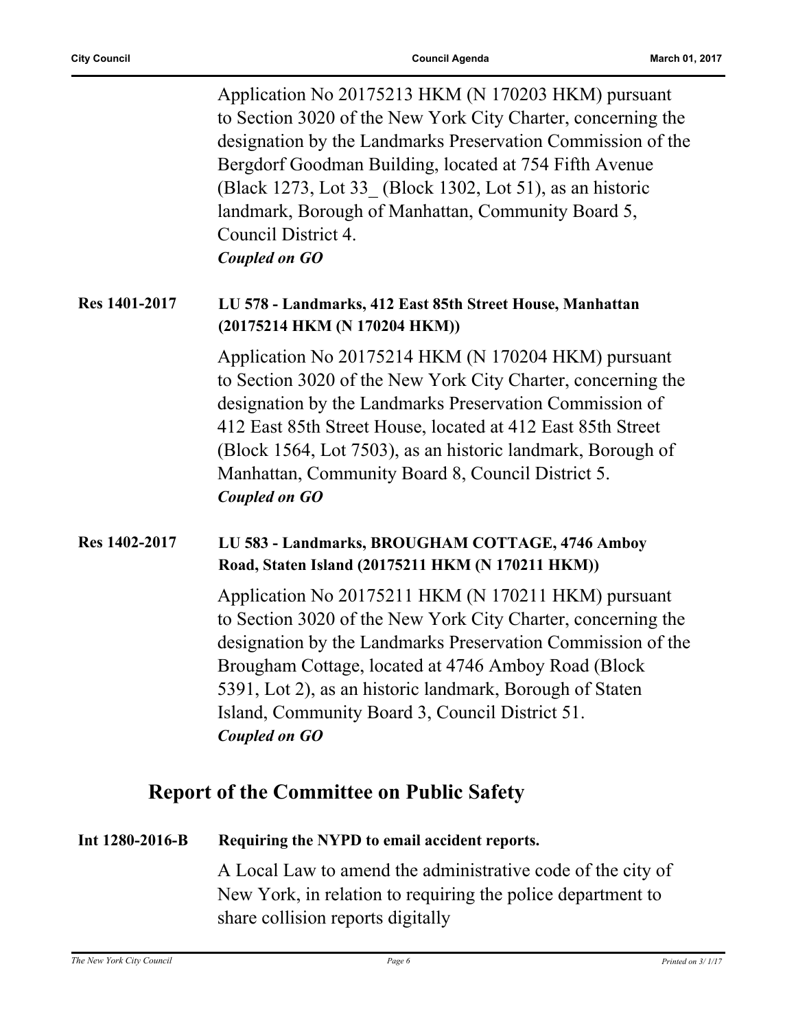Application No 20175213 HKM (N 170203 HKM) pursuant to Section 3020 of the New York City Charter, concerning the designation by the Landmarks Preservation Commission of the Bergdorf Goodman Building, located at 754 Fifth Avenue (Black 1273, Lot 33_ (Block 1302, Lot 51), as an historic landmark, Borough of Manhattan, Community Board 5, Council District 4.

***Coupled on GO***

**Res 1401-2017** **LU 578 - Landmarks, 412 East 85th Street House, Manhattan (20175214 HKM (N 170204 HKM))**

Application No 20175214 HKM (N 170204 HKM) pursuant to Section 3020 of the New York City Charter, concerning the designation by the Landmarks Preservation Commission of 412 East 85th Street House, located at 412 East 85th Street (Block 1564, Lot 7503), as an historic landmark, Borough of Manhattan, Community Board 8, Council District 5.

***Coupled on GO***

**Res 1402-2017** **LU 583 - Landmarks, BROUGHAM COTTAGE, 4746 Amboy Road, Staten Island (20175211 HKM (N 170211 HKM))**

Application No 20175211 HKM (N 170211 HKM) pursuant to Section 3020 of the New York City Charter, concerning the designation by the Landmarks Preservation Commission of the Brougham Cottage, located at 4746 Amboy Road (Block 5391, Lot 2), as an historic landmark, Borough of Staten Island, Community Board 3, Council District 51.

***Coupled on GO***

## Report of the Committee on Public Safety

**Int 1280-2016-B** **Requiring the NYPD to email accident reports.**

A Local Law to amend the administrative code of the city of New York, in relation to requiring the police department to share collision reports digitally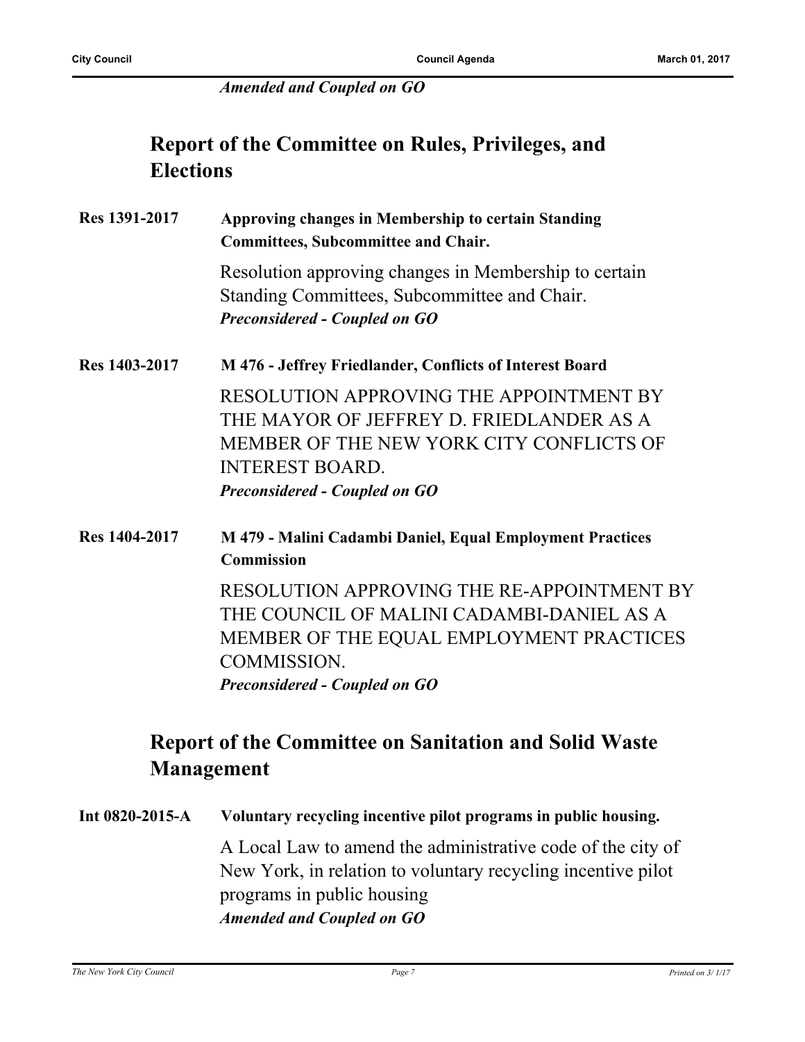*Amended and Coupled on GO*

## Report of the Committee on Rules, Privileges, and Elections

**Res 1391-2017** **Approving changes in Membership to certain Standing Committees, Subcommittee and Chair.**

Resolution approving changes in Membership to certain Standing Committees, Subcommittee and Chair.
*Preconsidered - Coupled on GO*

**Res 1403-2017** **M 476 - Jeffrey Friedlander, Conflicts of Interest Board**

RESOLUTION APPROVING THE APPOINTMENT BY THE MAYOR OF JEFFREY D. FRIEDLANDER AS A MEMBER OF THE NEW YORK CITY CONFLICTS OF INTEREST BOARD.
*Preconsidered - Coupled on GO*

**Res 1404-2017** **M 479 - Malini Cadambi Daniel, Equal Employment Practices Commission**

RESOLUTION APPROVING THE RE-APPOINTMENT BY THE COUNCIL OF MALINI CADAMBI-DANIEL AS A MEMBER OF THE EQUAL EMPLOYMENT PRACTICES COMMISSION.
*Preconsidered - Coupled on GO*

## Report of the Committee on Sanitation and Solid Waste Management

**Int 0820-2015-A** **Voluntary recycling incentive pilot programs in public housing.**

A Local Law to amend the administrative code of the city of New York, in relation to voluntary recycling incentive pilot programs in public housing
*Amended and Coupled on GO*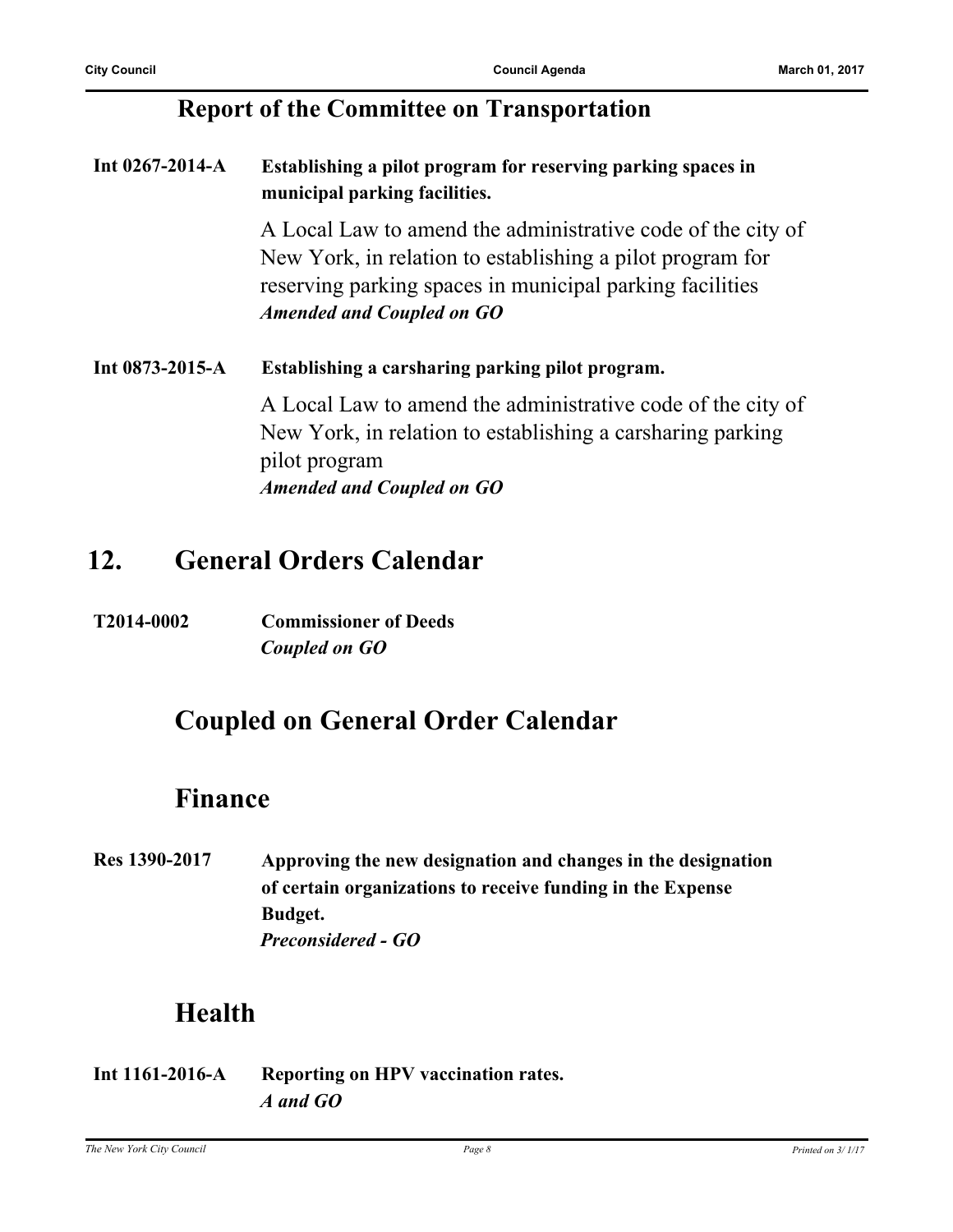### Report of the Committee on Transportation

**Int 0267-2014-A** **Establishing a pilot program for reserving parking spaces in municipal parking facilities.**

A Local Law to amend the administrative code of the city of New York, in relation to establishing a pilot program for reserving parking spaces in municipal parking facilities
***Amended and Coupled on GO***

**Int 0873-2015-A** **Establishing a carsharing parking pilot program.**

A Local Law to amend the administrative code of the city of New York, in relation to establishing a carsharing parking pilot program
***Amended and Coupled on GO***

## 12. General Orders Calendar

**T2014-0002** **Commissioner of Deeds**
***Coupled on GO***

## Coupled on General Order Calendar

## Finance

**Res 1390-2017** **Approving the new designation and changes in the designation of certain organizations to receive funding in the Expense Budget.**
***Preconsidered - GO***

## Health

**Int 1161-2016-A** **Reporting on HPV vaccination rates.**
***A and GO***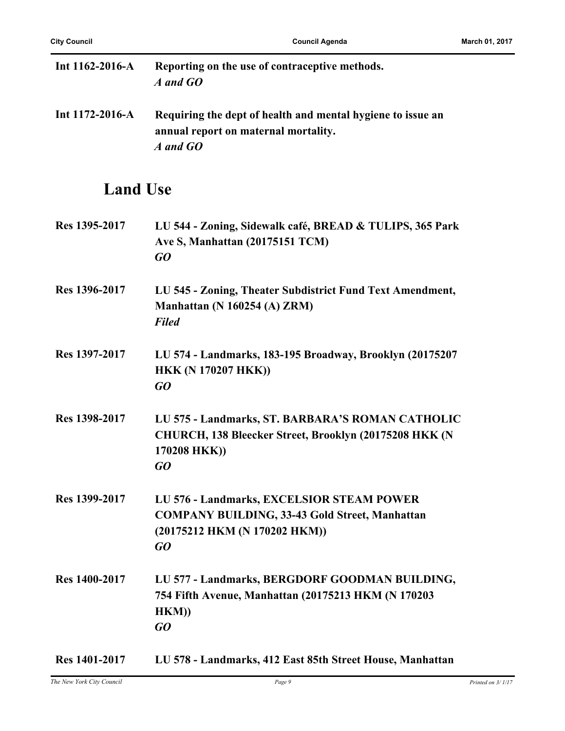**Int 1162-2016-A** **Reporting on the use of contraceptive methods.**
***A and GO***

**Int 1172-2016-A** **Requiring the dept of health and mental hygiene to issue an annual report on maternal mortality.**
***A and GO***

## Land Use

**Res 1395-2017** **LU 544 - Zoning, Sidewalk café, BREAD & TULIPS, 365 Park Ave S, Manhattan (20175151 TCM)**
***GO***

**Res 1396-2017** **LU 545 - Zoning, Theater Subdistrict Fund Text Amendment, Manhattan (N 160254 (A) ZRM)**
***Filed***

**Res 1397-2017** **LU 574 - Landmarks, 183-195 Broadway, Brooklyn (20175207 HKK (N 170207 HKK))**
***GO***

**Res 1398-2017** **LU 575 - Landmarks, ST. BARBARA'S ROMAN CATHOLIC CHURCH, 138 Bleecker Street, Brooklyn (20175208 HKK (N 170208 HKK))**
***GO***

**Res 1399-2017** **LU 576 - Landmarks, EXCELSIOR STEAM POWER COMPANY BUILDING, 33-43 Gold Street, Manhattan (20175212 HKM (N 170202 HKM))**
***GO***

**Res 1400-2017** **LU 577 - Landmarks, BERGDORF GOODMAN BUILDING, 754 Fifth Avenue, Manhattan (20175213 HKM (N 170203 HKM))**
***GO***

**Res 1401-2017** **LU 578 - Landmarks, 412 East 85th Street House, Manhattan**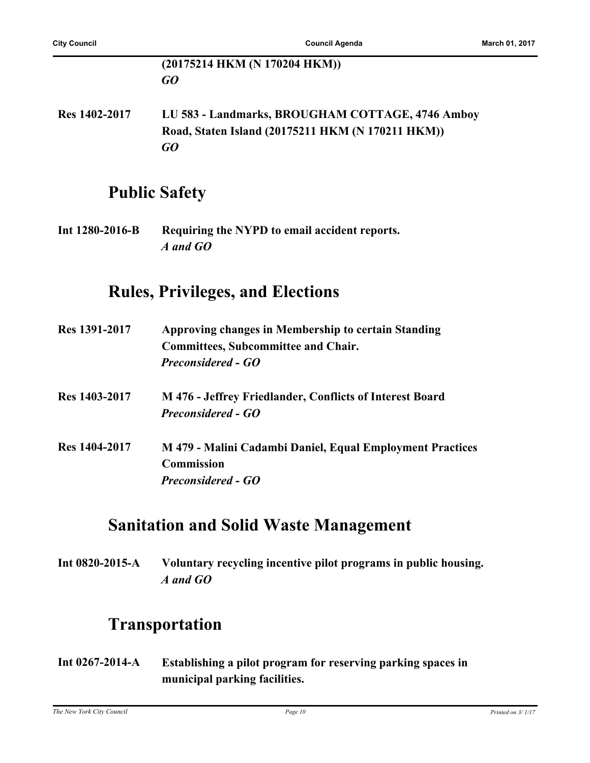**(20175214 HKM (N 170204 HKM))**
***GO***

**Res 1402-2017** **LU 583 - Landmarks, BROUGHAM COTTAGE, 4746 Amboy Road, Staten Island (20175211 HKM (N 170211 HKM))**
***GO***

## Public Safety

**Int 1280-2016-B** **Requiring the NYPD to email accident reports.**
***A and GO***

## Rules, Privileges, and Elections

**Res 1391-2017** **Approving changes in Membership to certain Standing Committees, Subcommittee and Chair.**
***Preconsidered - GO***

**Res 1403-2017** **M 476 - Jeffrey Friedlander, Conflicts of Interest Board**
***Preconsidered - GO***

**Res 1404-2017** **M 479 - Malini Cadambi Daniel, Equal Employment Practices Commission**
***Preconsidered - GO***

## Sanitation and Solid Waste Management

**Int 0820-2015-A** **Voluntary recycling incentive pilot programs in public housing.**
***A and GO***

## Transportation

**Int 0267-2014-A** **Establishing a pilot program for reserving parking spaces in municipal parking facilities.**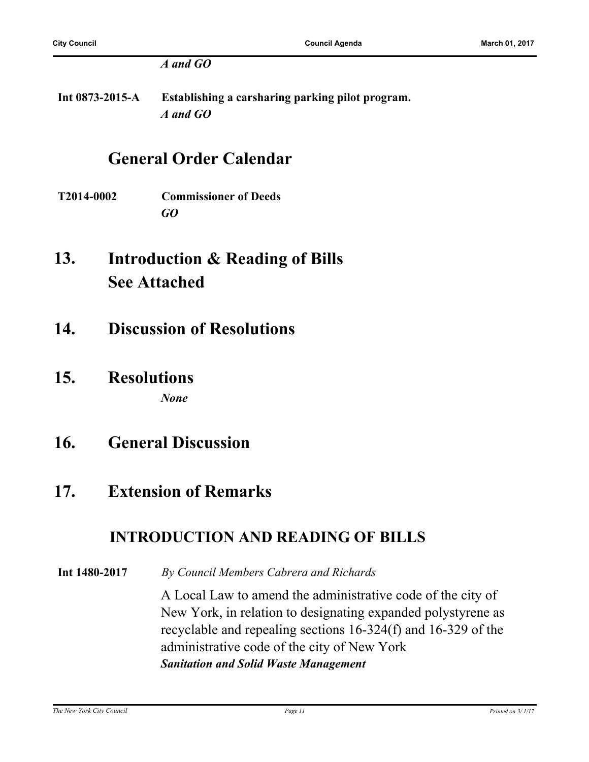*A and GO*

**Int 0873-2015-A** **Establishing a carsharing parking pilot program.**
*A and GO*

## General Order Calendar

**T2014-0002** **Commissioner of Deeds**
*GO*

## 13. Introduction & Reading of Bills See Attached

## 14. Discussion of Resolutions

## 15. Resolutions

*None*

## 16. General Discussion

## 17. Extension of Remarks

### INTRODUCTION AND READING OF BILLS

**Int 1480-2017** *By Council Members Cabrera and Richards*

A Local Law to amend the administrative code of the city of New York, in relation to designating expanded polystyrene as recyclable and repealing sections 16-324(f) and 16-329 of the administrative code of the city of New York
***Sanitation and Solid Waste Management***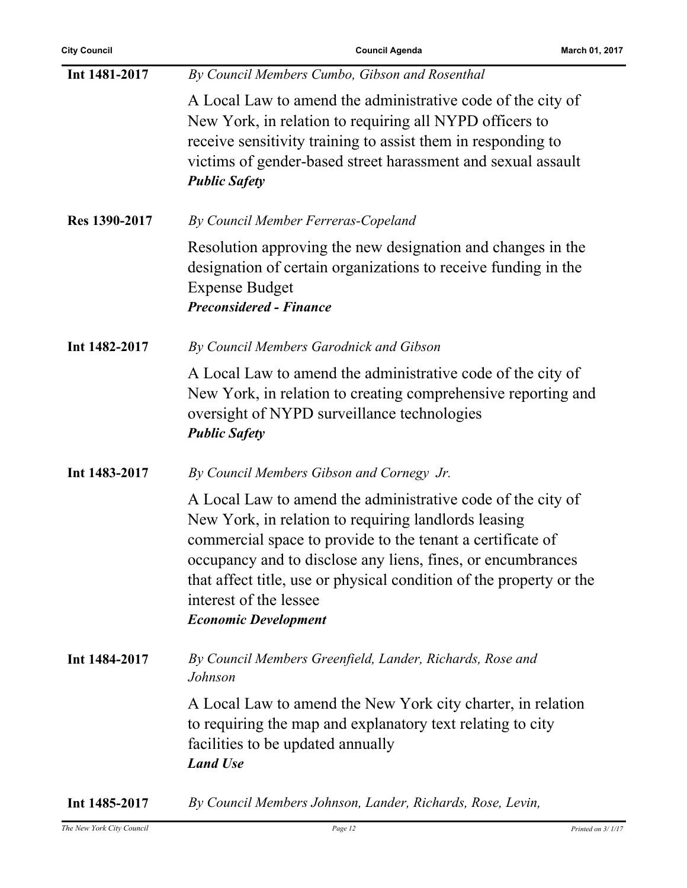**Int 1481-2017** *By Council Members Cumbo, Gibson and Rosenthal*

A Local Law to amend the administrative code of the city of New York, in relation to requiring all NYPD officers to receive sensitivity training to assist them in responding to victims of gender-based street harassment and sexual assault
***Public Safety***

**Res 1390-2017** *By Council Member Ferreras-Copeland*

Resolution approving the new designation and changes in the designation of certain organizations to receive funding in the Expense Budget
***Preconsidered - Finance***

**Int 1482-2017** *By Council Members Garodnick and Gibson*

A Local Law to amend the administrative code of the city of New York, in relation to creating comprehensive reporting and oversight of NYPD surveillance technologies
***Public Safety***

**Int 1483-2017** *By Council Members Gibson and Cornegy Jr.*

A Local Law to amend the administrative code of the city of New York, in relation to requiring landlords leasing commercial space to provide to the tenant a certificate of occupancy and to disclose any liens, fines, or encumbrances that affect title, use or physical condition of the property or the interest of the lessee
***Economic Development***

**Int 1484-2017** *By Council Members Greenfield, Lander, Richards, Rose and Johnson*

A Local Law to amend the New York city charter, in relation to requiring the map and explanatory text relating to city facilities to be updated annually
***Land Use***

**Int 1485-2017** *By Council Members Johnson, Lander, Richards, Rose, Levin,*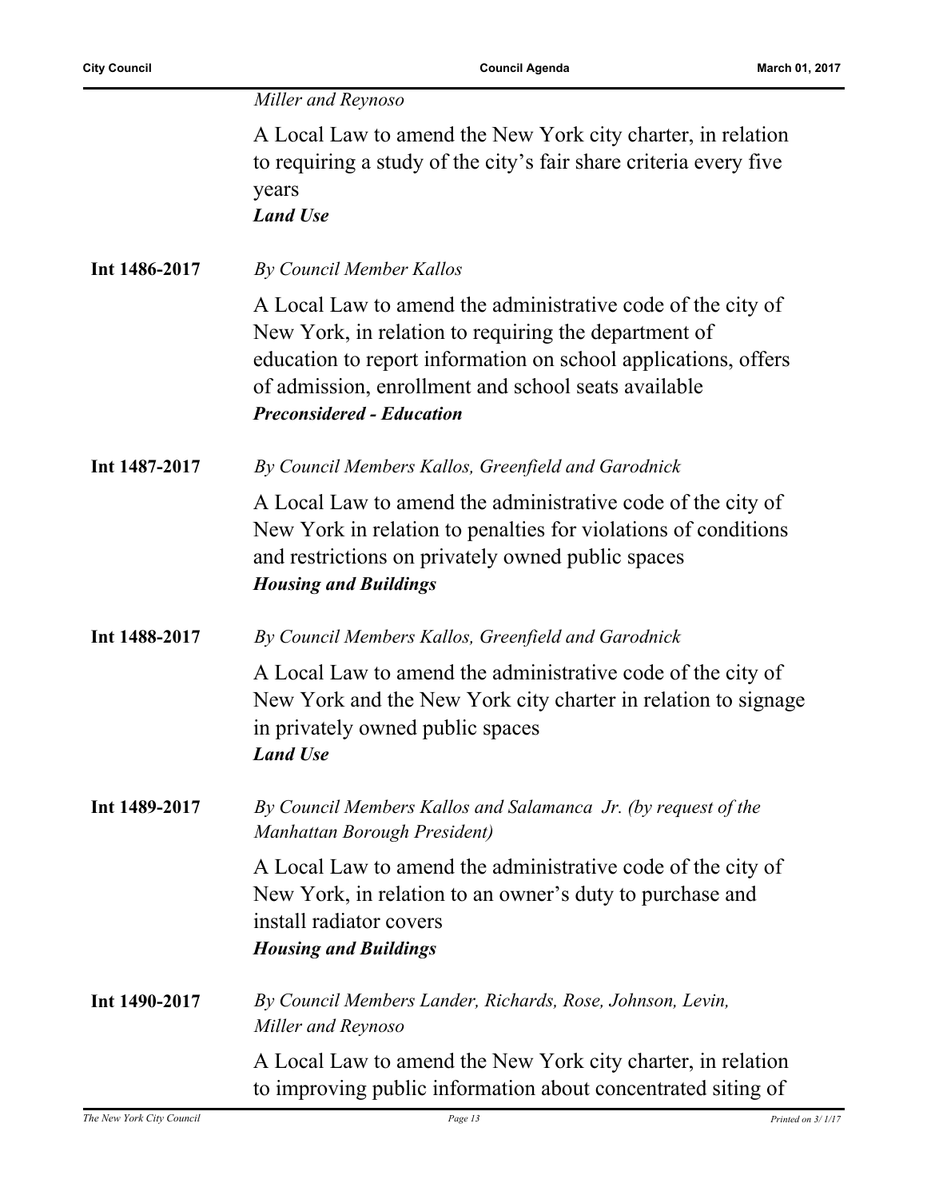*Miller and Reynoso*

A Local Law to amend the New York city charter, in relation to requiring a study of the city's fair share criteria every five years
***Land Use***

**Int 1486-2017** *By Council Member Kallos*

A Local Law to amend the administrative code of the city of New York, in relation to requiring the department of education to report information on school applications, offers of admission, enrollment and school seats available
***Preconsidered - Education***

**Int 1487-2017** *By Council Members Kallos, Greenfield and Garodnick*

A Local Law to amend the administrative code of the city of New York in relation to penalties for violations of conditions and restrictions on privately owned public spaces
***Housing and Buildings***

**Int 1488-2017** *By Council Members Kallos, Greenfield and Garodnick*

A Local Law to amend the administrative code of the city of New York and the New York city charter in relation to signage in privately owned public spaces
***Land Use***

**Int 1489-2017** *By Council Members Kallos and Salamanca Jr. (by request of the Manhattan Borough President)*

A Local Law to amend the administrative code of the city of New York, in relation to an owner's duty to purchase and install radiator covers
***Housing and Buildings***

**Int 1490-2017** *By Council Members Lander, Richards, Rose, Johnson, Levin, Miller and Reynoso*

A Local Law to amend the New York city charter, in relation to improving public information about concentrated siting of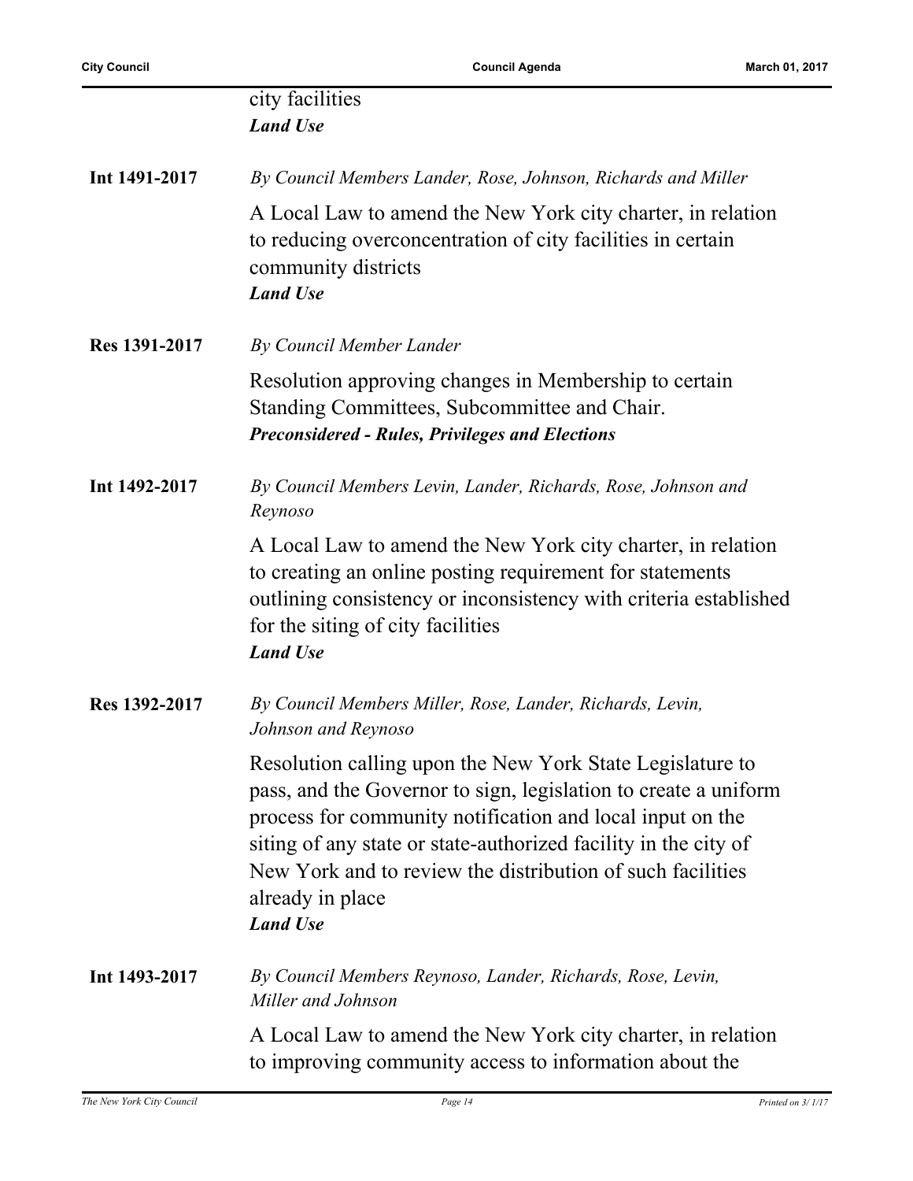city facilities
***Land Use***

**Int 1491-2017** *By Council Members Lander, Rose, Johnson, Richards and Miller*

A Local Law to amend the New York city charter, in relation to reducing overconcentration of city facilities in certain community districts
***Land Use***

**Res 1391-2017** *By Council Member Lander*

Resolution approving changes in Membership to certain Standing Committees, Subcommittee and Chair.
***Preconsidered - Rules, Privileges and Elections***

**Int 1492-2017** *By Council Members Levin, Lander, Richards, Rose, Johnson and Reynoso*

A Local Law to amend the New York city charter, in relation to creating an online posting requirement for statements outlining consistency or inconsistency with criteria established for the siting of city facilities
***Land Use***

**Res 1392-2017** *By Council Members Miller, Rose, Lander, Richards, Levin, Johnson and Reynoso*

Resolution calling upon the New York State Legislature to pass, and the Governor to sign, legislation to create a uniform process for community notification and local input on the siting of any state or state-authorized facility in the city of New York and to review the distribution of such facilities already in place
***Land Use***

**Int 1493-2017** *By Council Members Reynoso, Lander, Richards, Rose, Levin, Miller and Johnson*

A Local Law to amend the New York city charter, in relation to improving community access to information about the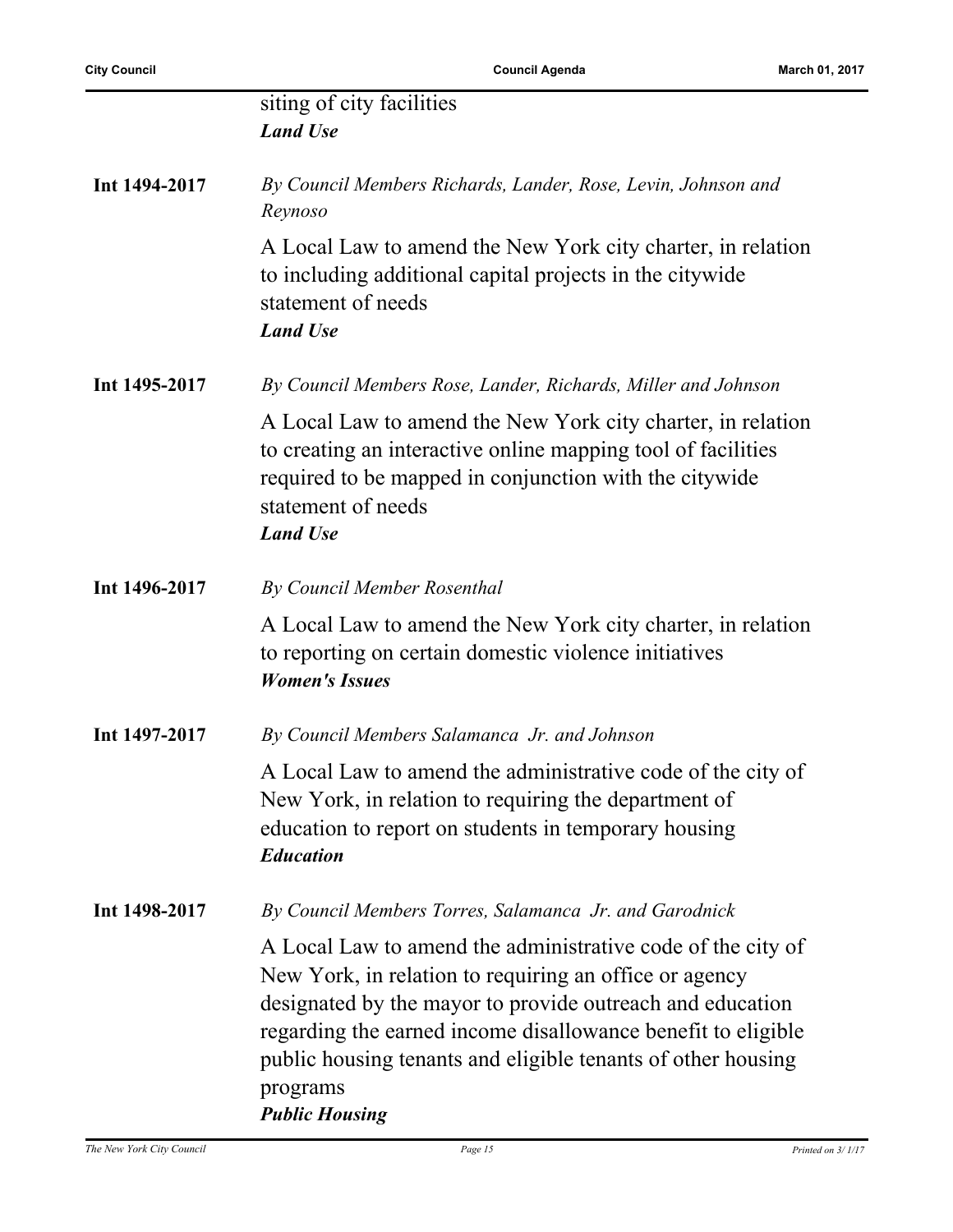siting of city facilities
***Land Use***

**Int 1494-2017** *By Council Members Richards, Lander, Rose, Levin, Johnson and Reynoso*

A Local Law to amend the New York city charter, in relation to including additional capital projects in the citywide statement of needs
***Land Use***

**Int 1495-2017** *By Council Members Rose, Lander, Richards, Miller and Johnson*

A Local Law to amend the New York city charter, in relation to creating an interactive online mapping tool of facilities required to be mapped in conjunction with the citywide statement of needs
***Land Use***

**Int 1496-2017** *By Council Member Rosenthal*

A Local Law to amend the New York city charter, in relation to reporting on certain domestic violence initiatives
***Women's Issues***

**Int 1497-2017** *By Council Members Salamanca Jr. and Johnson*

A Local Law to amend the administrative code of the city of New York, in relation to requiring the department of education to report on students in temporary housing
***Education***

**Int 1498-2017** *By Council Members Torres, Salamanca Jr. and Garodnick*

A Local Law to amend the administrative code of the city of New York, in relation to requiring an office or agency designated by the mayor to provide outreach and education regarding the earned income disallowance benefit to eligible public housing tenants and eligible tenants of other housing programs
***Public Housing***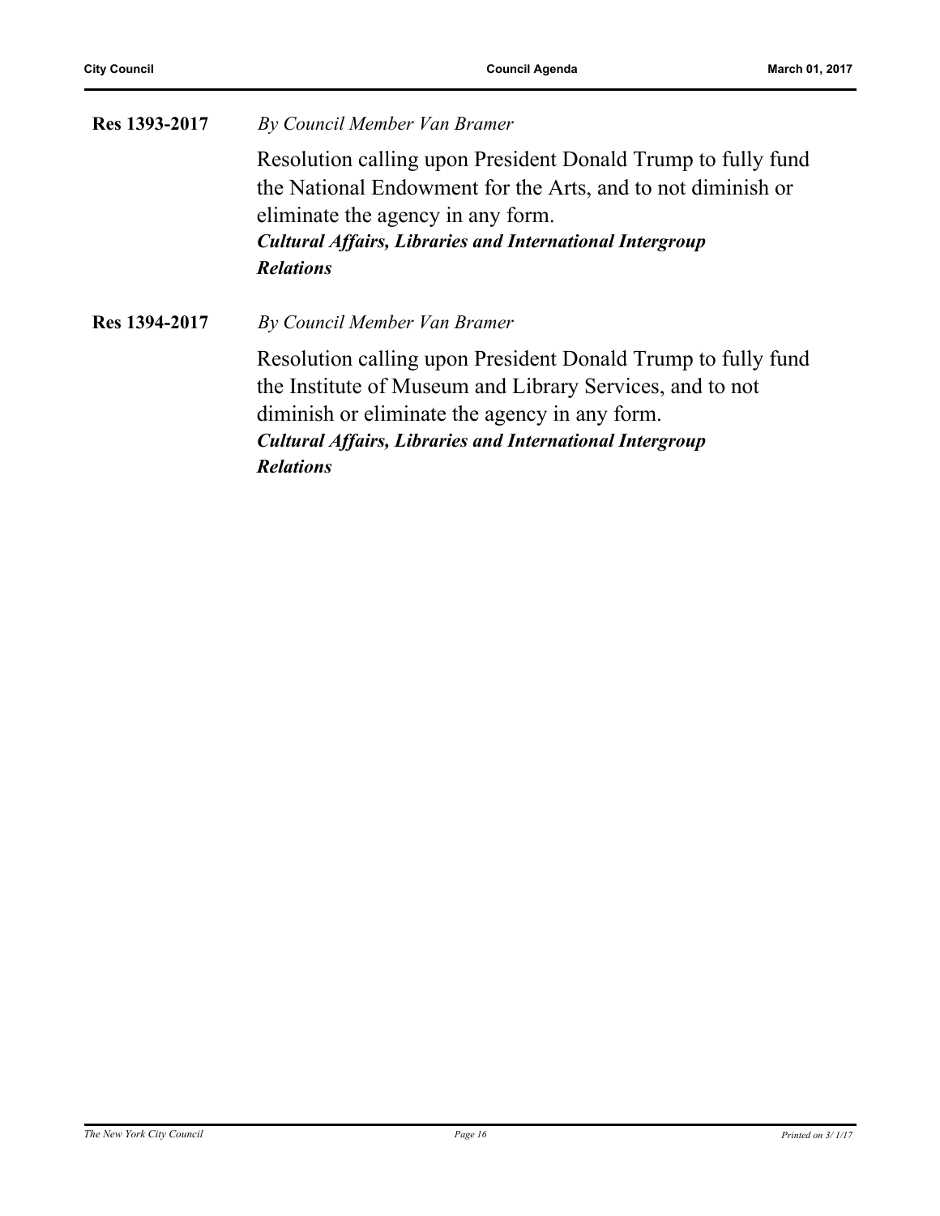**Res 1393-2017** *By Council Member Van Bramer*

Resolution calling upon President Donald Trump to fully fund the National Endowment for the Arts, and to not diminish or eliminate the agency in any form.

***Cultural Affairs, Libraries and International Intergroup Relations***

**Res 1394-2017** *By Council Member Van Bramer*

Resolution calling upon President Donald Trump to fully fund the Institute of Museum and Library Services, and to not diminish or eliminate the agency in any form.

***Cultural Affairs, Libraries and International Intergroup Relations***